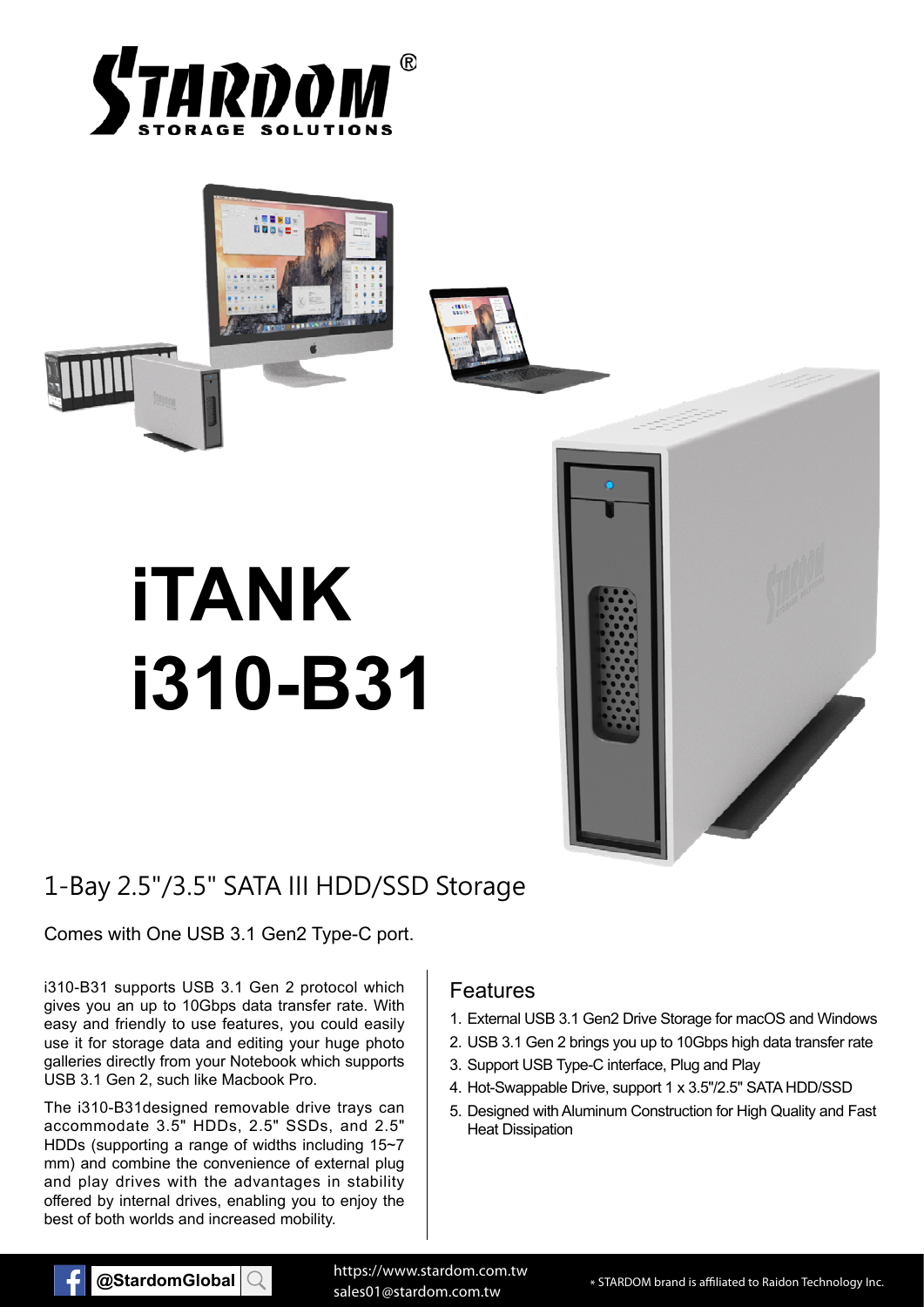# iTANK i310-B31

## 1-Bay 2.5"/3.5" SATA III HDD/SSD Storage

Comes with One USB 3.1 Gen2 Type-C port.

i310-B31 supports USB 3.1 Gen 2 protocol which gives you an up to 10Gbps data transfer rate. With easy and friendly to use features, you could easily use it for storage data and editing your huge photo galleries directly from your Notebook which supports USB 3.1 Gen 2, such like Macbook Pro.

The i310-B31designed removable drive trays can accommodate 3.5" HDDs, 2.5" SSDs, and 2.5" HDDs (supporting a range of widths including 15~7 mm) and combine the convenience of external plug and play drives with the advantages in stability offered by internal drives, enabling you to enjoy the best of both worlds and increased mobility.

### Features

1. External USB 3.1 Gen2 Drive Storage for macOS and Windows
2. USB 3.1 Gen 2 brings you up to 10Gbps high data transfer rate
3. Support USB Type-C interface, Plug and Play
4. Hot-Swappable Drive, support 1 x 3.5"/2.5" SATA HDD/SSD
5. Designed with Aluminum Construction for High Quality and Fast Heat Dissipation

@StardomGlobal

https://www.stardom.com.tw
sales01@stardom.com.tw

* STARDOM brand is affiliated to Raidon Technology Inc.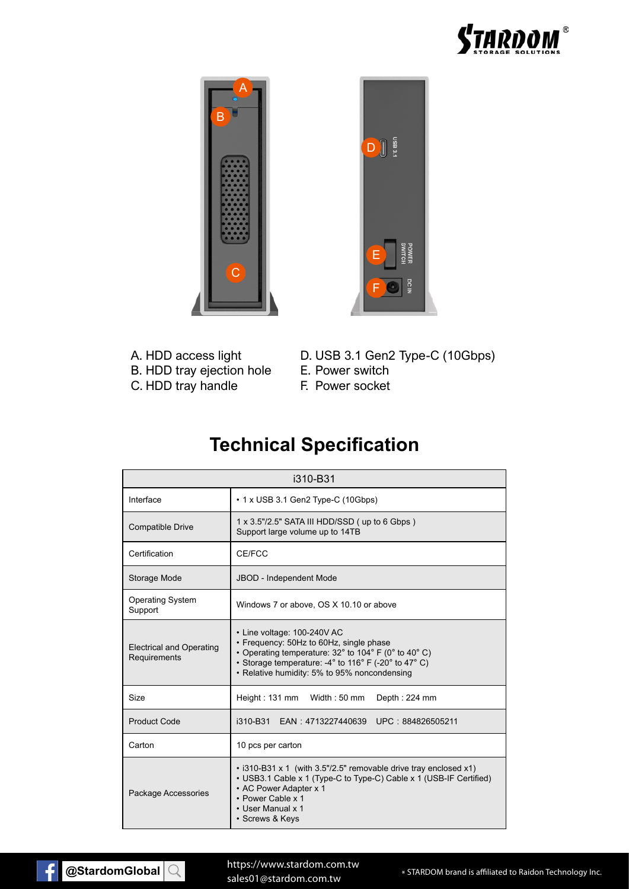A. HDD access light
B. HDD tray ejection hole
C. HDD tray handle

D. USB 3.1 Gen2 Type-C (10Gbps)
E. Power switch
F. Power socket

# Technical Specification

| i310-B31 | |
|---|---|
| Interface | • 1 x USB 3.1 Gen2 Type-C (10Gbps) |
| Compatible Drive | 1 x 3.5"/2.5" SATA III HDD/SSD ( up to 6 Gbps )<br>Support large volume up to 14TB |
| Certification | CE/FCC |
| Storage Mode | JBOD - Independent Mode |
| Operating System Support | Windows 7 or above, OS X 10.10 or above |
| Electrical and Operating Requirements | • Line voltage: 100-240V AC<br>• Frequency: 50Hz to 60Hz, single phase<br>• Operating temperature: 32° to 104° F (0° to 40° C)<br>• Storage temperature: -4° to 116° F (-20° to 47° C)<br>• Relative humidity: 5% to 95% noncondensing |
| Size | Height : 131 mm Width : 50 mm Depth : 224 mm |
| Product Code | i310-B31 EAN : 4713227440639 UPC : 884826505211 |
| Carton | 10 pcs per carton |
| Package Accessories | • i310-B31 x 1 (with 3.5"/2.5" removable drive tray enclosed x1)<br>• USB3.1 Cable x 1 (Type-C to Type-C) Cable x 1 (USB-IF Certified)<br>• AC Power Adapter x 1<br>• Power Cable x 1<br>• User Manual x 1<br>• Screws & Keys |

@StardomGlobal

https://www.stardom.com.tw
sales01@stardom.com.tw

* STARDOM brand is affiliated to Raidon Technology Inc.